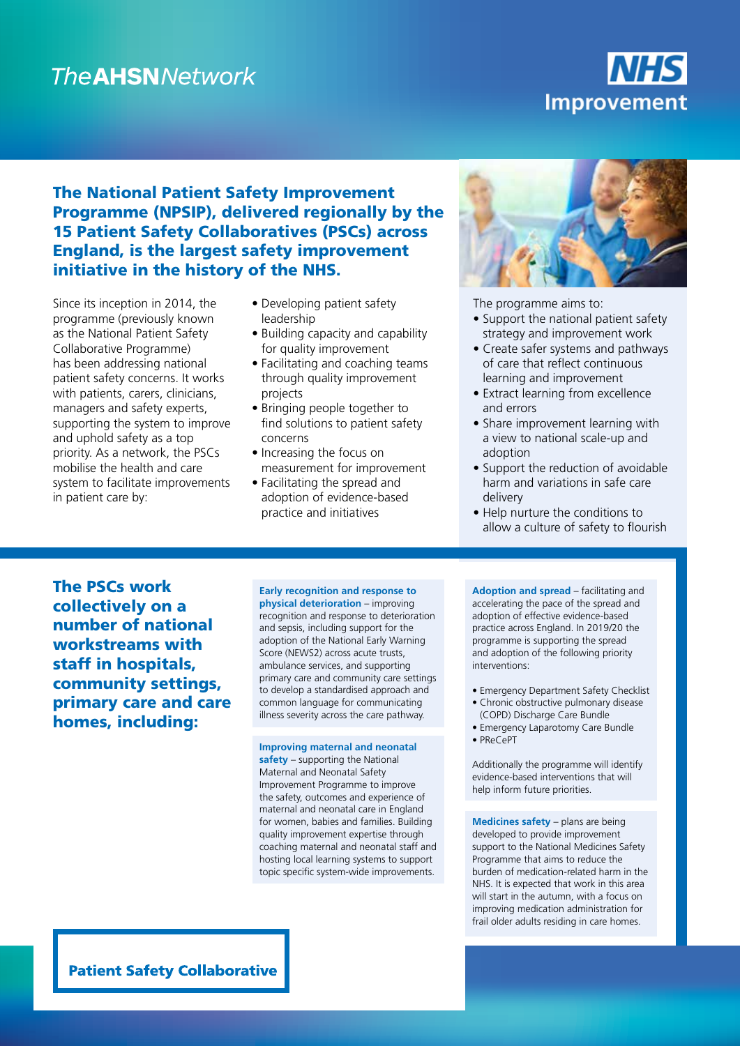TheAHSNNetwork

NHS Improvement

## The National Patient Safety Improvement Programme (NPSIP), delivered regionally by the 15 Patient Safety Collaboratives (PSCs) across England, is the largest safety improvement initiative in the history of the NHS.

Since its inception in 2014, the programme (previously known as the National Patient Safety Collaborative Programme) has been addressing national patient safety concerns. It works with patients, carers, clinicians, managers and safety experts, supporting the system to improve and uphold safety as a top priority. As a network, the PSCs mobilise the health and care system to facilitate improvements in patient care by:

- Developing patient safety leadership
- Building capacity and capability for quality improvement
- Facilitating and coaching teams through quality improvement projects
- Bringing people together to find solutions to patient safety concerns
- Increasing the focus on measurement for improvement
- Facilitating the spread and adoption of evidence-based practice and initiatives

The programme aims to:

- Support the national patient safety strategy and improvement work
- Create safer systems and pathways of care that reflect continuous learning and improvement
- Extract learning from excellence and errors
- Share improvement learning with a view to national scale-up and adoption
- Support the reduction of avoidable harm and variations in safe care delivery
- Help nurture the conditions to allow a culture of safety to flourish

## The PSCs work collectively on a number of national workstreams with staff in hospitals, community settings, primary care and care homes, including:

**Early recognition and response to physical deterioration** – improving recognition and response to deterioration and sepsis, including support for the adoption of the National Early Warning Score (NEWS2) across acute trusts, ambulance services, and supporting primary care and community care settings to develop a standardised approach and common language for communicating illness severity across the care pathway.

**Improving maternal and neonatal safety** – supporting the National Maternal and Neonatal Safety Improvement Programme to improve the safety, outcomes and experience of maternal and neonatal care in England for women, babies and families. Building quality improvement expertise through coaching maternal and neonatal staff and hosting local learning systems to support topic specific system-wide improvements.

**Adoption and spread** – facilitating and accelerating the pace of the spread and adoption of effective evidence-based practice across England. In 2019/20 the programme is supporting the spread and adoption of the following priority interventions:

- Emergency Department Safety Checklist
- Chronic obstructive pulmonary disease (COPD) Discharge Care Bundle
- Emergency Laparotomy Care Bundle
- PReCePT

Additionally the programme will identify evidence-based interventions that will help inform future priorities.

**Medicines safety** – plans are being developed to provide improvement support to the National Medicines Safety Programme that aims to reduce the burden of medication-related harm in the NHS. It is expected that work in this area will start in the autumn, with a focus on improving medication administration for frail older adults residing in care homes.

**Patient Safety Collaborative**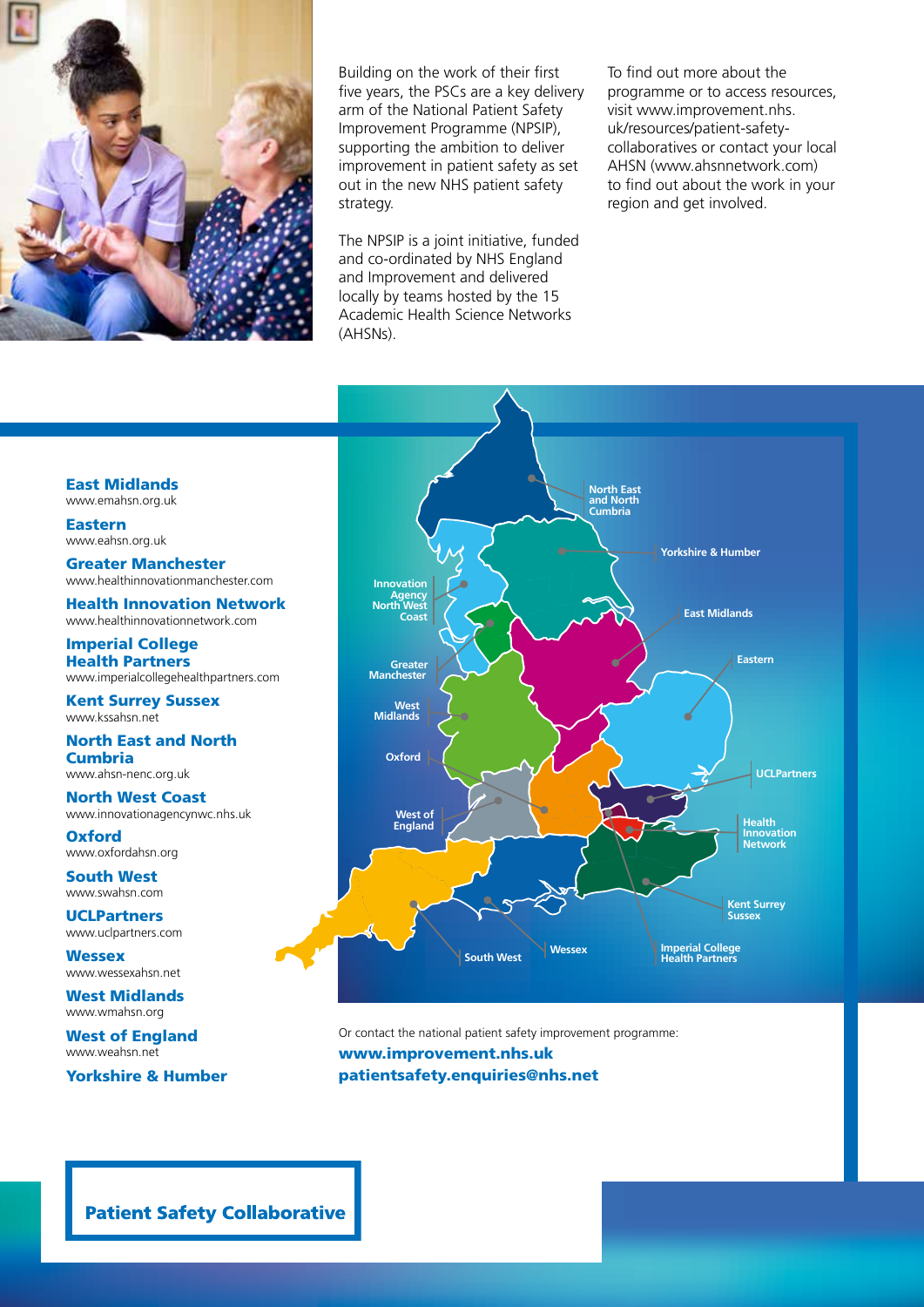Building on the work of their first five years, the PSCs are a key delivery arm of the National Patient Safety Improvement Programme (NPSIP), supporting the ambition to deliver improvement in patient safety as set out in the new NHS patient safety strategy.

The NPSIP is a joint initiative, funded and co-ordinated by NHS England and Improvement and delivered locally by teams hosted by the 15 Academic Health Science Networks (AHSNs).

To find out more about the programme or to access resources, visit www.improvement.nhs.uk/resources/patient-safety-collaboratives or contact your local AHSN (www.ahsnnetwork.com) to find out about the work in your region and get involved.

**East Midlands**
www.emahsn.org.uk

**Eastern**
www.eahsn.org.uk

**Greater Manchester**
www.healthinnovationmanchester.com

**Health Innovation Network**
www.healthinnovationnetwork.com

**Imperial College Health Partners**
www.imperialcollegehealthpartners.com

**Kent Surrey Sussex**
www.kssahsn.net

**North East and North Cumbria**
www.ahsn-nenc.org.uk

**North West Coast**
www.innovationagencynwc.nhs.uk

**Oxford**
www.oxfordahsn.org

**South West**
www.swahsn.com

**UCLPartners**
www.uclpartners.com

**Wessex**
www.wessexahsn.net

**West Midlands**
www.wmahsn.org

**West of England**
www.weahsn.net

**Yorkshire & Humber**

North East and North Cumbria
Yorkshire & Humber
Innovation Agency North West Coast
East Midlands
Greater Manchester
Eastern
West Midlands
Oxford
UCLPartners
West of England
Health Innovation Network
Kent Surrey Sussex
South West
Wessex
Imperial College Health Partners

Or contact the national patient safety improvement programme:

**www.improvement.nhs.uk**
**patientsafety.enquiries@nhs.net**

**Patient Safety Collaborative**